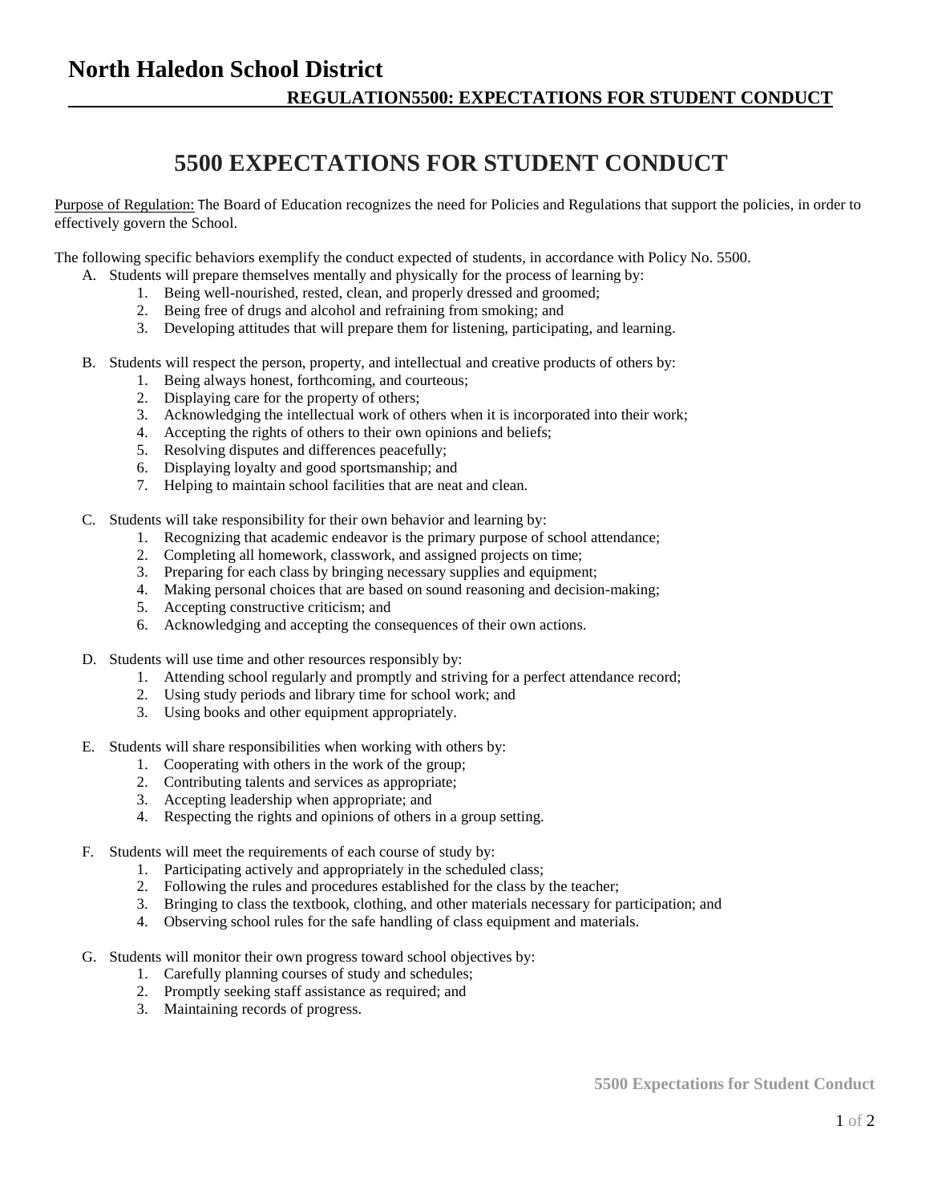# North Haledon School District

## REGULATION5500: EXPECTATIONS FOR STUDENT CONDUCT

# 5500 EXPECTATIONS FOR STUDENT CONDUCT

Purpose of Regulation: The Board of Education recognizes the need for Policies and Regulations that support the policies, in order to effectively govern the School.

The following specific behaviors exemplify the conduct expected of students, in accordance with Policy No. 5500.

A. Students will prepare themselves mentally and physically for the process of learning by:
   1. Being well-nourished, rested, clean, and properly dressed and groomed;
   2. Being free of drugs and alcohol and refraining from smoking; and
   3. Developing attitudes that will prepare them for listening, participating, and learning.

B. Students will respect the person, property, and intellectual and creative products of others by:
   1. Being always honest, forthcoming, and courteous;
   2. Displaying care for the property of others;
   3. Acknowledging the intellectual work of others when it is incorporated into their work;
   4. Accepting the rights of others to their own opinions and beliefs;
   5. Resolving disputes and differences peacefully;
   6. Displaying loyalty and good sportsmanship; and
   7. Helping to maintain school facilities that are neat and clean.

C. Students will take responsibility for their own behavior and learning by:
   1. Recognizing that academic endeavor is the primary purpose of school attendance;
   2. Completing all homework, classwork, and assigned projects on time;
   3. Preparing for each class by bringing necessary supplies and equipment;
   4. Making personal choices that are based on sound reasoning and decision-making;
   5. Accepting constructive criticism; and
   6. Acknowledging and accepting the consequences of their own actions.

D. Students will use time and other resources responsibly by:
   1. Attending school regularly and promptly and striving for a perfect attendance record;
   2. Using study periods and library time for school work; and
   3. Using books and other equipment appropriately.

E. Students will share responsibilities when working with others by:
   1. Cooperating with others in the work of the group;
   2. Contributing talents and services as appropriate;
   3. Accepting leadership when appropriate; and
   4. Respecting the rights and opinions of others in a group setting.

F. Students will meet the requirements of each course of study by:
   1. Participating actively and appropriately in the scheduled class;
   2. Following the rules and procedures established for the class by the teacher;
   3. Bringing to class the textbook, clothing, and other materials necessary for participation; and
   4. Observing school rules for the safe handling of class equipment and materials.

G. Students will monitor their own progress toward school objectives by:
   1. Carefully planning courses of study and schedules;
   2. Promptly seeking staff assistance as required; and
   3. Maintaining records of progress.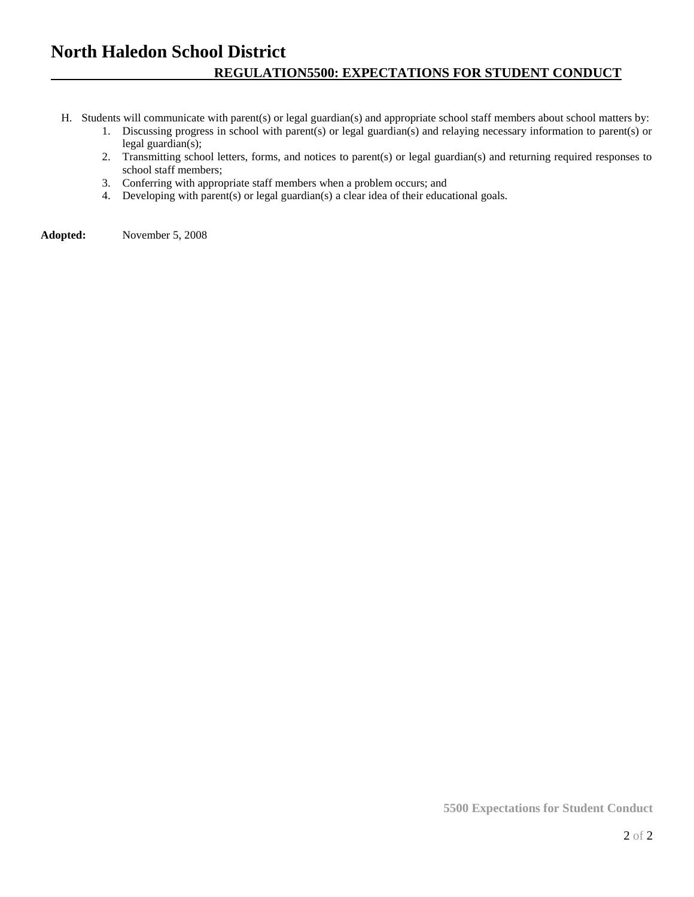H. Students will communicate with parent(s) or legal guardian(s) and appropriate school staff members about school matters by:
   1. Discussing progress in school with parent(s) or legal guardian(s) and relaying necessary information to parent(s) or legal guardian(s);
   2. Transmitting school letters, forms, and notices to parent(s) or legal guardian(s) and returning required responses to school staff members;
   3. Conferring with appropriate staff members when a problem occurs; and
   4. Developing with parent(s) or legal guardian(s) a clear idea of their educational goals.

**Adopted:** November 5, 2008